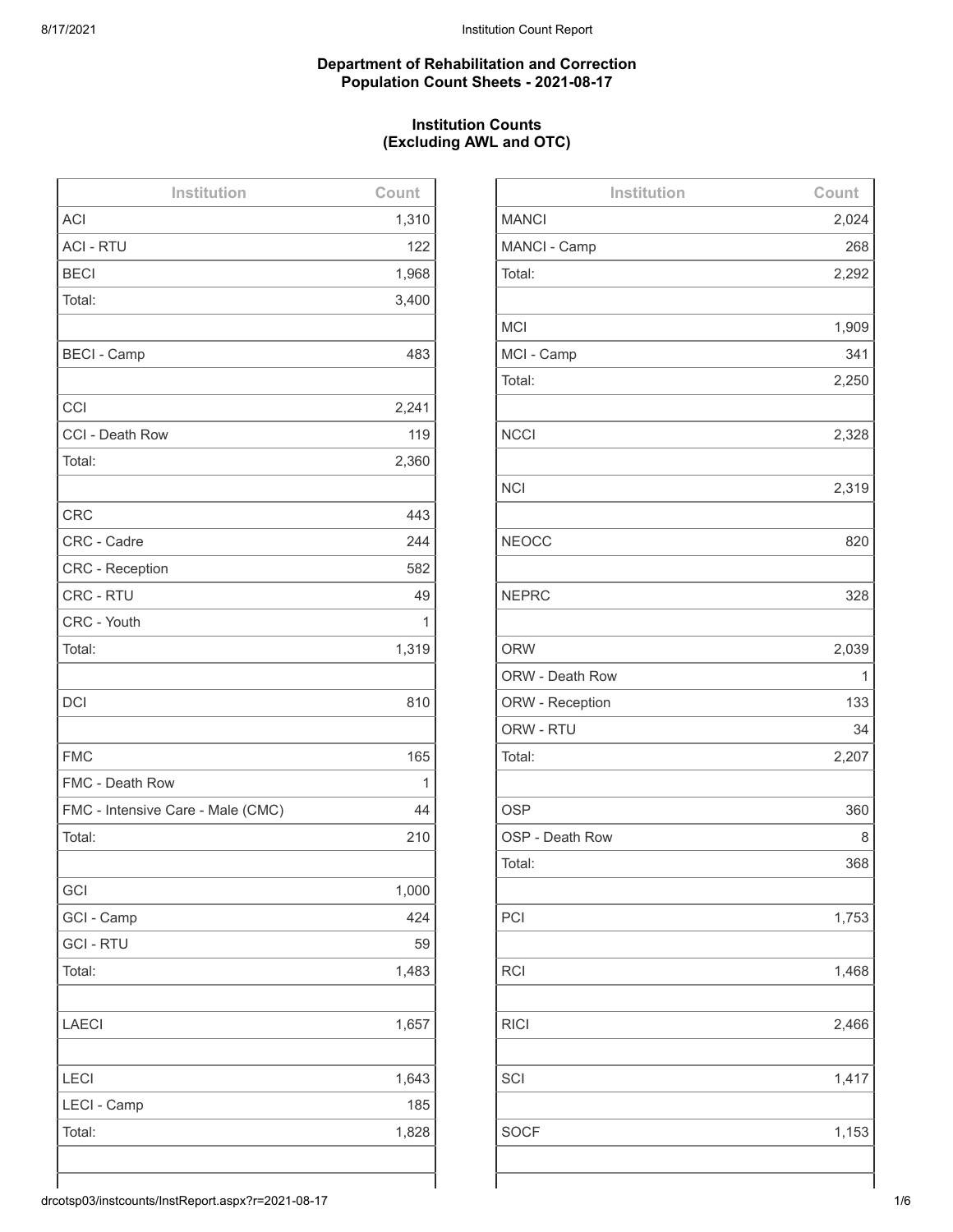**Department of Rehabilitation and Correction**
**Population Count Sheets - 2021-08-17**

**Institution Counts**
**(Excluding AWL and OTC)**

| Institution | Count |
|---|---|
| ACI | 1,310 |
| ACI - RTU | 122 |
| BECI | 1,968 |
| Total: | 3,400 |
| | |
| BECI - Camp | 483 |
| | |
| CCI | 2,241 |
| CCI - Death Row | 119 |
| Total: | 2,360 |
| | |
| CRC | 443 |
| CRC - Cadre | 244 |
| CRC - Reception | 582 |
| CRC - RTU | 49 |
| CRC - Youth | 1 |
| Total: | 1,319 |
| | |
| DCI | 810 |
| | |
| FMC | 165 |
| FMC - Death Row | 1 |
| FMC - Intensive Care - Male (CMC) | 44 |
| Total: | 210 |
| | |
| GCI | 1,000 |
| GCI - Camp | 424 |
| GCI - RTU | 59 |
| Total: | 1,483 |
| | |
| LAECI | 1,657 |
| | |
| LECI | 1,643 |
| LECI - Camp | 185 |
| Total: | 1,828 |

| Institution | Count |
|---|---|
| MANCI | 2,024 |
| MANCI - Camp | 268 |
| Total: | 2,292 |
| | |
| MCI | 1,909 |
| MCI - Camp | 341 |
| Total: | 2,250 |
| | |
| NCCI | 2,328 |
| | |
| NCI | 2,319 |
| | |
| NEOCC | 820 |
| | |
| NEPRC | 328 |
| | |
| ORW | 2,039 |
| ORW - Death Row | 1 |
| ORW - Reception | 133 |
| ORW - RTU | 34 |
| Total: | 2,207 |
| | |
| OSP | 360 |
| OSP - Death Row | 8 |
| Total: | 368 |
| | |
| PCI | 1,753 |
| | |
| RCI | 1,468 |
| | |
| RICI | 2,466 |
| | |
| SCI | 1,417 |
| | |
| SOCF | 1,153 |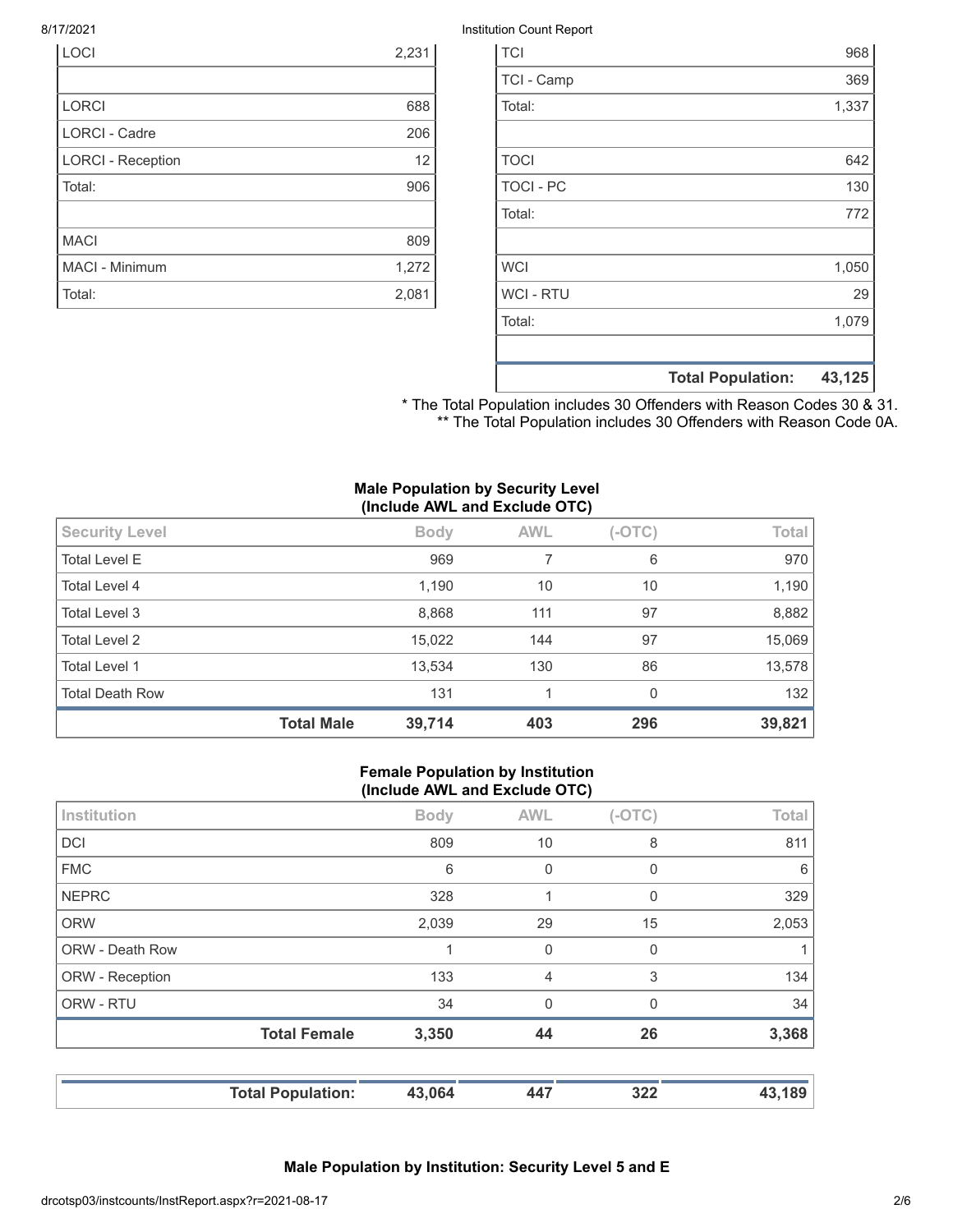| | |
|---|---|
| LOCI | 2,231 |
| | |
| LORCI | 688 |
| LORCI - Cadre | 206 |
| LORCI - Reception | 12 |
| Total: | 906 |
| | |
| MACI | 809 |
| MACI - Minimum | 1,272 |
| Total: | 2,081 |

| | |
|---|---|
| TCI | 968 |
| TCI - Camp | 369 |
| Total: | 1,337 |
| | |
| TOCI | 642 |
| TOCI - PC | 130 |
| Total: | 772 |
| | |
| WCI | 1,050 |
| WCI - RTU | 29 |
| Total: | 1,079 |
| | |
| **Total Population:** | **43,125** |

\* The Total Population includes 30 Offenders with Reason Codes 30 & 31.
\*\* The Total Population includes 30 Offenders with Reason Code 0A.

**Male Population by Security Level (Include AWL and Exclude OTC)**

| Security Level | Body | AWL | (-OTC) | Total |
|---|---|---|---|---|
| Total Level E | 969 | 7 | 6 | 970 |
| Total Level 4 | 1,190 | 10 | 10 | 1,190 |
| Total Level 3 | 8,868 | 111 | 97 | 8,882 |
| Total Level 2 | 15,022 | 144 | 97 | 15,069 |
| Total Level 1 | 13,534 | 130 | 86 | 13,578 |
| Total Death Row | 131 | 1 | 0 | 132 |
| **Total Male** | **39,714** | **403** | **296** | **39,821** |

**Female Population by Institution (Include AWL and Exclude OTC)**

| Institution | Body | AWL | (-OTC) | Total |
|---|---|---|---|---|
| DCI | 809 | 10 | 8 | 811 |
| FMC | 6 | 0 | 0 | 6 |
| NEPRC | 328 | 1 | 0 | 329 |
| ORW | 2,039 | 29 | 15 | 2,053 |
| ORW - Death Row | 1 | 0 | 0 | 1 |
| ORW - Reception | 133 | 4 | 3 | 134 |
| ORW - RTU | 34 | 0 | 0 | 34 |
| **Total Female** | **3,350** | **44** | **26** | **3,368** |

| | | | | |
|---|---|---|---|---|
| **Total Population:** | **43,064** | **447** | **322** | **43,189** |

**Male Population by Institution: Security Level 5 and E**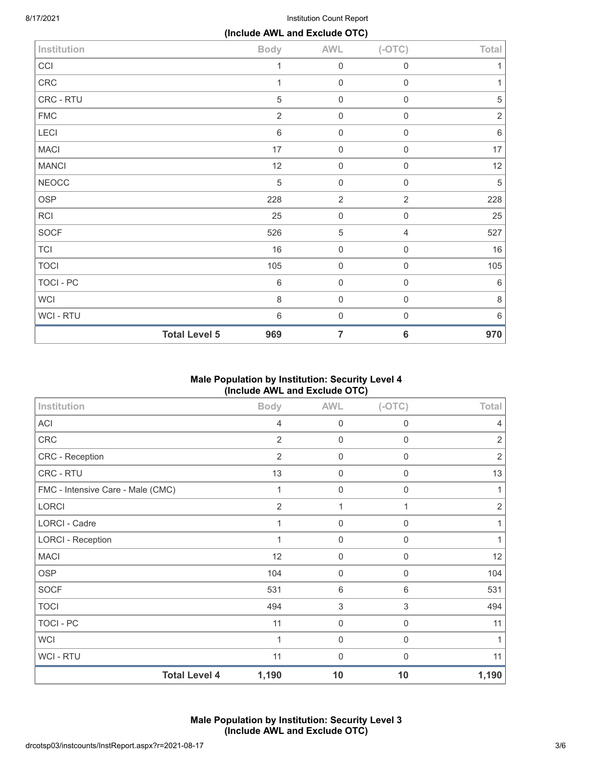(Include AWL and Exclude OTC)

| Institution | Body | AWL | (-OTC) | Total |
|---|---|---|---|---|
| CCI | 1 | 0 | 0 | 1 |
| CRC | 1 | 0 | 0 | 1 |
| CRC - RTU | 5 | 0 | 0 | 5 |
| FMC | 2 | 0 | 0 | 2 |
| LECI | 6 | 0 | 0 | 6 |
| MACI | 17 | 0 | 0 | 17 |
| MANCI | 12 | 0 | 0 | 12 |
| NEOCC | 5 | 0 | 0 | 5 |
| OSP | 228 | 2 | 2 | 228 |
| RCI | 25 | 0 | 0 | 25 |
| SOCF | 526 | 5 | 4 | 527 |
| TCI | 16 | 0 | 0 | 16 |
| TOCI | 105 | 0 | 0 | 105 |
| TOCI - PC | 6 | 0 | 0 | 6 |
| WCI | 8 | 0 | 0 | 8 |
| WCI - RTU | 6 | 0 | 0 | 6 |
| **Total Level 5** | **969** | **7** | **6** | **970** |

## Male Population by Institution: Security Level 4 (Include AWL and Exclude OTC)

| Institution | Body | AWL | (-OTC) | Total |
|---|---|---|---|---|
| ACI | 4 | 0 | 0 | 4 |
| CRC | 2 | 0 | 0 | 2 |
| CRC - Reception | 2 | 0 | 0 | 2 |
| CRC - RTU | 13 | 0 | 0 | 13 |
| FMC - Intensive Care - Male (CMC) | 1 | 0 | 0 | 1 |
| LORCI | 2 | 1 | 1 | 2 |
| LORCI - Cadre | 1 | 0 | 0 | 1 |
| LORCI - Reception | 1 | 0 | 0 | 1 |
| MACI | 12 | 0 | 0 | 12 |
| OSP | 104 | 0 | 0 | 104 |
| SOCF | 531 | 6 | 6 | 531 |
| TOCI | 494 | 3 | 3 | 494 |
| TOCI - PC | 11 | 0 | 0 | 11 |
| WCI | 1 | 0 | 0 | 1 |
| WCI - RTU | 11 | 0 | 0 | 11 |
| **Total Level 4** | **1,190** | **10** | **10** | **1,190** |

## Male Population by Institution: Security Level 3 (Include AWL and Exclude OTC)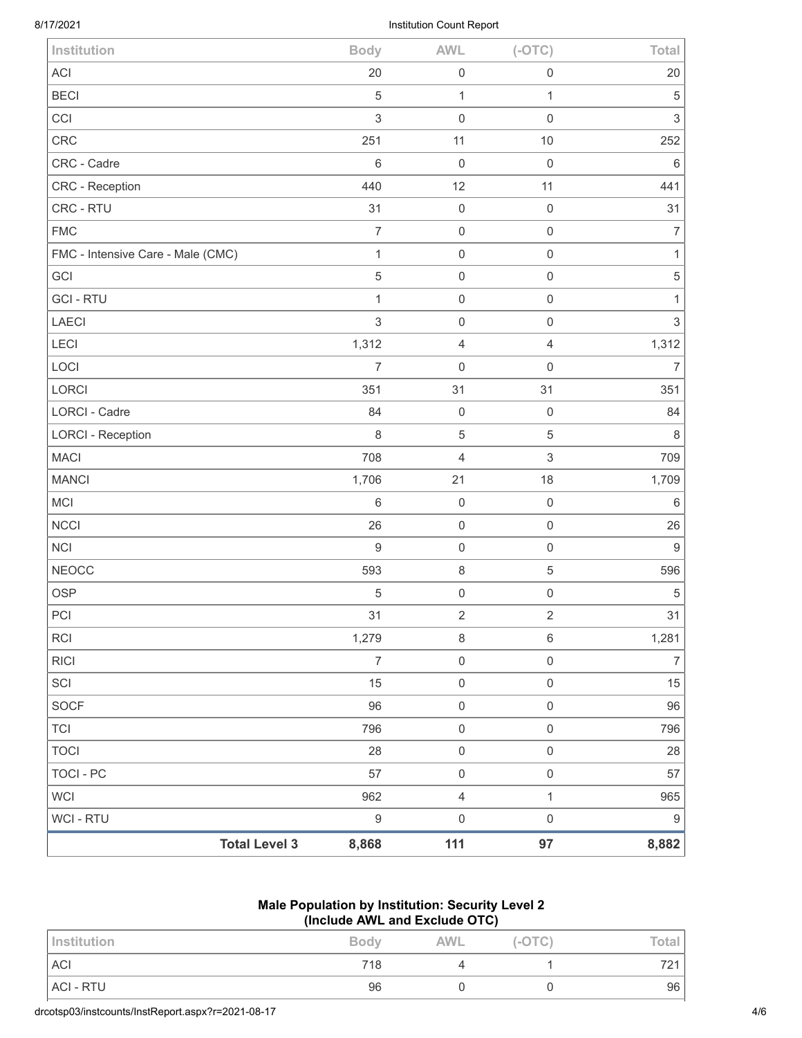| Institution | Body | AWL | (-OTC) | Total |
|---|---|---|---|---|
| ACI | 20 | 0 | 0 | 20 |
| BECI | 5 | 1 | 1 | 5 |
| CCI | 3 | 0 | 0 | 3 |
| CRC | 251 | 11 | 10 | 252 |
| CRC - Cadre | 6 | 0 | 0 | 6 |
| CRC - Reception | 440 | 12 | 11 | 441 |
| CRC - RTU | 31 | 0 | 0 | 31 |
| FMC | 7 | 0 | 0 | 7 |
| FMC - Intensive Care - Male (CMC) | 1 | 0 | 0 | 1 |
| GCI | 5 | 0 | 0 | 5 |
| GCI - RTU | 1 | 0 | 0 | 1 |
| LAECI | 3 | 0 | 0 | 3 |
| LECI | 1,312 | 4 | 4 | 1,312 |
| LOCI | 7 | 0 | 0 | 7 |
| LORCI | 351 | 31 | 31 | 351 |
| LORCI - Cadre | 84 | 0 | 0 | 84 |
| LORCI - Reception | 8 | 5 | 5 | 8 |
| MACI | 708 | 4 | 3 | 709 |
| MANCI | 1,706 | 21 | 18 | 1,709 |
| MCI | 6 | 0 | 0 | 6 |
| NCCI | 26 | 0 | 0 | 26 |
| NCI | 9 | 0 | 0 | 9 |
| NEOCC | 593 | 8 | 5 | 596 |
| OSP | 5 | 0 | 0 | 5 |
| PCI | 31 | 2 | 2 | 31 |
| RCI | 1,279 | 8 | 6 | 1,281 |
| RICI | 7 | 0 | 0 | 7 |
| SCI | 15 | 0 | 0 | 15 |
| SOCF | 96 | 0 | 0 | 96 |
| TCI | 796 | 0 | 0 | 796 |
| TOCI | 28 | 0 | 0 | 28 |
| TOCI - PC | 57 | 0 | 0 | 57 |
| WCI | 962 | 4 | 1 | 965 |
| WCI - RTU | 9 | 0 | 0 | 9 |
| **Total Level 3** | **8,868** | **111** | **97** | **8,882** |

### Male Population by Institution: Security Level 2 (Include AWL and Exclude OTC)

| Institution | Body | AWL | (-OTC) | Total |
|---|---|---|---|---|
| ACI | 718 | 4 | 1 | 721 |
| ACI - RTU | 96 | 0 | 0 | 96 |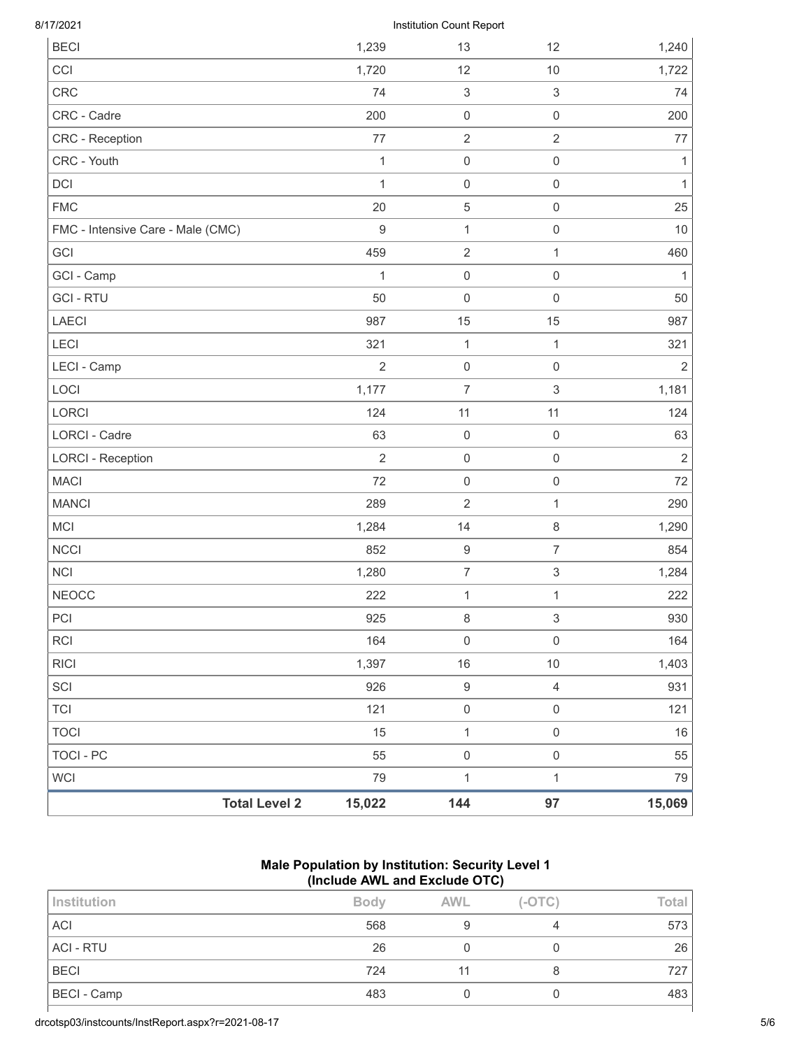| | Body | AWL | (-OTC) | Total |
|---|---|---|---|---|
| BECI | 1,239 | 13 | 12 | 1,240 |
| CCI | 1,720 | 12 | 10 | 1,722 |
| CRC | 74 | 3 | 3 | 74 |
| CRC - Cadre | 200 | 0 | 0 | 200 |
| CRC - Reception | 77 | 2 | 2 | 77 |
| CRC - Youth | 1 | 0 | 0 | 1 |
| DCI | 1 | 0 | 0 | 1 |
| FMC | 20 | 5 | 0 | 25 |
| FMC - Intensive Care - Male (CMC) | 9 | 1 | 0 | 10 |
| GCI | 459 | 2 | 1 | 460 |
| GCI - Camp | 1 | 0 | 0 | 1 |
| GCI - RTU | 50 | 0 | 0 | 50 |
| LAECI | 987 | 15 | 15 | 987 |
| LECI | 321 | 1 | 1 | 321 |
| LECI - Camp | 2 | 0 | 0 | 2 |
| LOCI | 1,177 | 7 | 3 | 1,181 |
| LORCI | 124 | 11 | 11 | 124 |
| LORCI - Cadre | 63 | 0 | 0 | 63 |
| LORCI - Reception | 2 | 0 | 0 | 2 |
| MACI | 72 | 0 | 0 | 72 |
| MANCI | 289 | 2 | 1 | 290 |
| MCI | 1,284 | 14 | 8 | 1,290 |
| NCCI | 852 | 9 | 7 | 854 |
| NCI | 1,280 | 7 | 3 | 1,284 |
| NEOCC | 222 | 1 | 1 | 222 |
| PCI | 925 | 8 | 3 | 930 |
| RCI | 164 | 0 | 0 | 164 |
| RICI | 1,397 | 16 | 10 | 1,403 |
| SCI | 926 | 9 | 4 | 931 |
| TCI | 121 | 0 | 0 | 121 |
| TOCI | 15 | 1 | 0 | 16 |
| TOCI - PC | 55 | 0 | 0 | 55 |
| WCI | 79 | 1 | 1 | 79 |
| **Total Level 2** | **15,022** | **144** | **97** | **15,069** |

## Male Population by Institution: Security Level 1 (Include AWL and Exclude OTC)

| Institution | Body | AWL | (-OTC) | Total |
|---|---|---|---|---|
| ACI | 568 | 9 | 4 | 573 |
| ACI - RTU | 26 | 0 | 0 | 26 |
| BECI | 724 | 11 | 8 | 727 |
| BECI - Camp | 483 | 0 | 0 | 483 |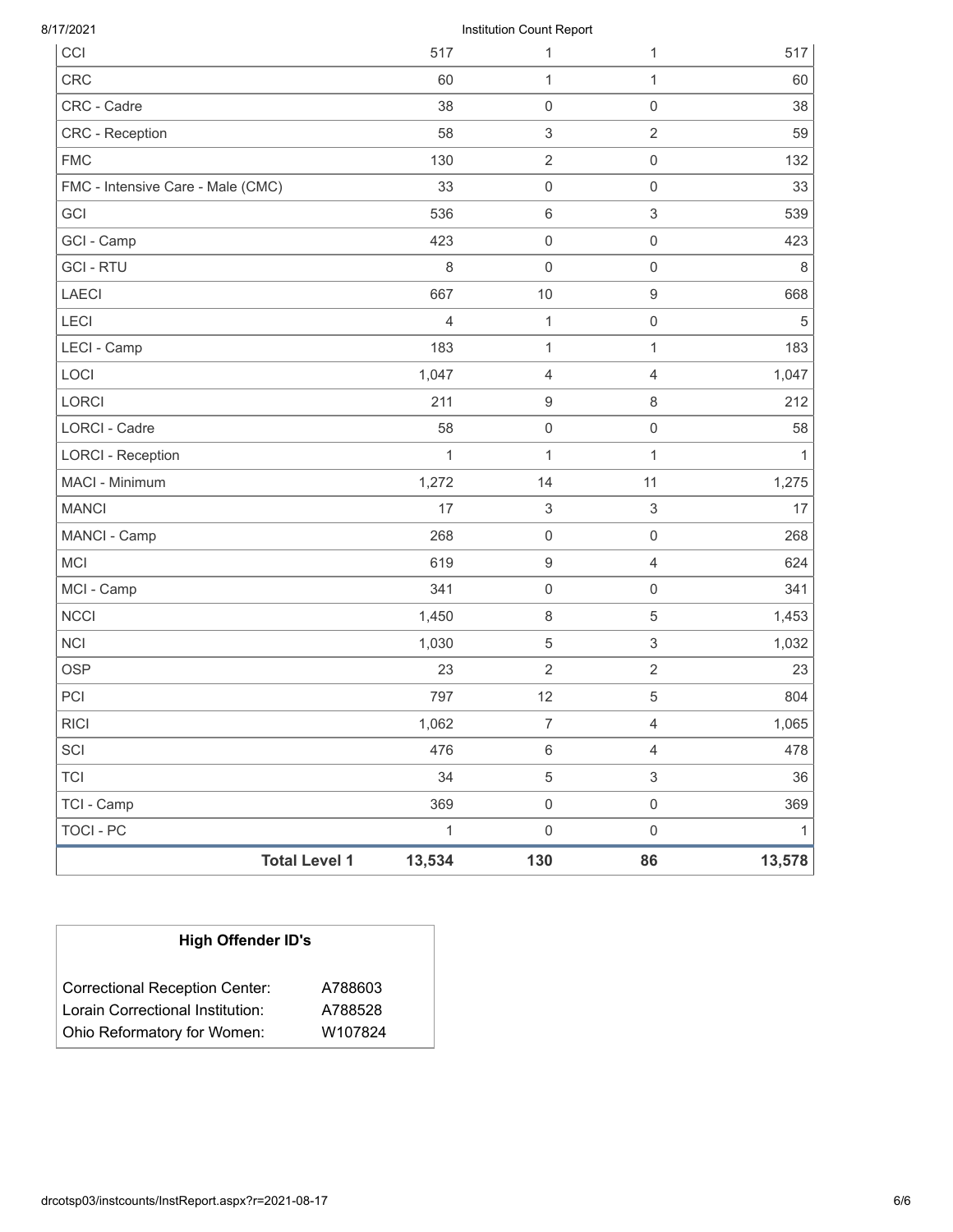| | | | | |
|---|---|---|---|---|
| CCI | 517 | 1 | 1 | 517 |
| CRC | 60 | 1 | 1 | 60 |
| CRC - Cadre | 38 | 0 | 0 | 38 |
| CRC - Reception | 58 | 3 | 2 | 59 |
| FMC | 130 | 2 | 0 | 132 |
| FMC - Intensive Care - Male (CMC) | 33 | 0 | 0 | 33 |
| GCI | 536 | 6 | 3 | 539 |
| GCI - Camp | 423 | 0 | 0 | 423 |
| GCI - RTU | 8 | 0 | 0 | 8 |
| LAECI | 667 | 10 | 9 | 668 |
| LECI | 4 | 1 | 0 | 5 |
| LECI - Camp | 183 | 1 | 1 | 183 |
| LOCI | 1,047 | 4 | 4 | 1,047 |
| LORCI | 211 | 9 | 8 | 212 |
| LORCI - Cadre | 58 | 0 | 0 | 58 |
| LORCI - Reception | 1 | 1 | 1 | 1 |
| MACI - Minimum | 1,272 | 14 | 11 | 1,275 |
| MANCI | 17 | 3 | 3 | 17 |
| MANCI - Camp | 268 | 0 | 0 | 268 |
| MCI | 619 | 9 | 4 | 624 |
| MCI - Camp | 341 | 0 | 0 | 341 |
| NCCI | 1,450 | 8 | 5 | 1,453 |
| NCI | 1,030 | 5 | 3 | 1,032 |
| OSP | 23 | 2 | 2 | 23 |
| PCI | 797 | 12 | 5 | 804 |
| RICI | 1,062 | 7 | 4 | 1,065 |
| SCI | 476 | 6 | 4 | 478 |
| TCI | 34 | 5 | 3 | 36 |
| TCI - Camp | 369 | 0 | 0 | 369 |
| TOCI - PC | 1 | 0 | 0 | 1 |
| **Total Level 1** | **13,534** | **130** | **86** | **13,578** |

| **High Offender ID's** | |
|---|---|
| Correctional Reception Center: | A788603 |
| Lorain Correctional Institution: | A788528 |
| Ohio Reformatory for Women: | W107824 |